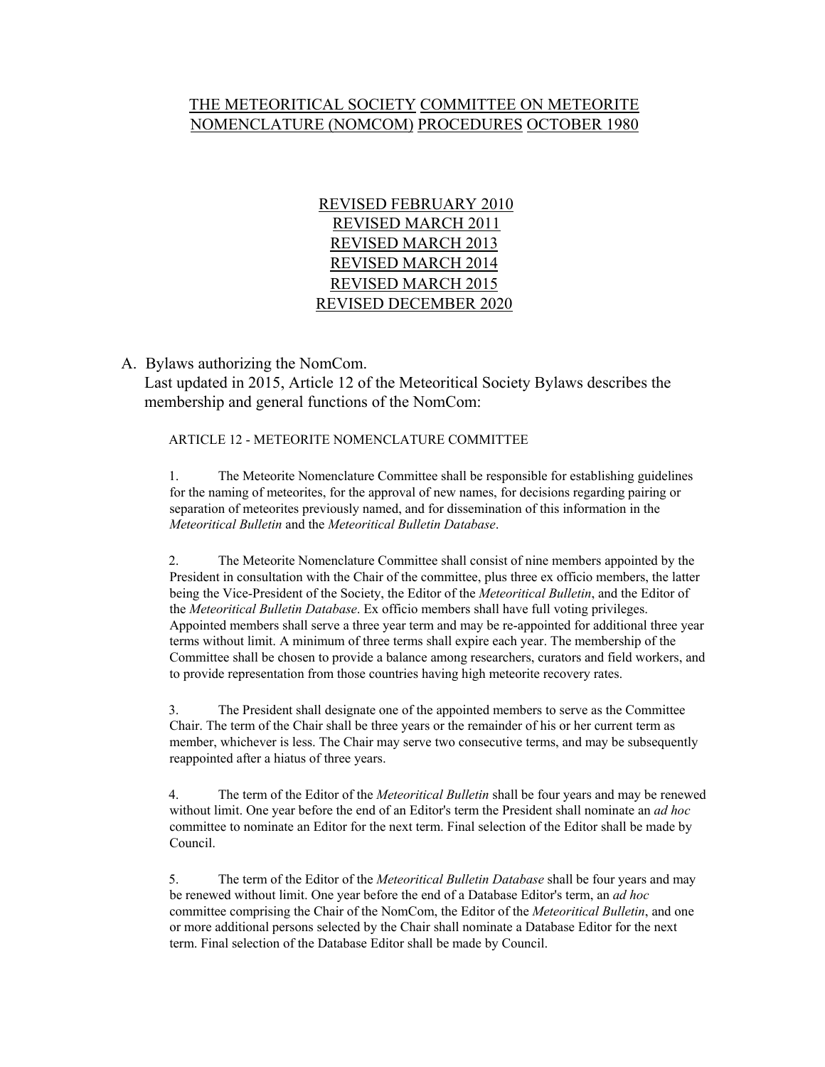# THE METEORITICAL SOCIETY COMMITTEE ON METEORITE NOMENCLATURE (NOMCOM) PROCEDURES OCTOBER 1980

REVISED FEBRUARY 2010
REVISED MARCH 2011
REVISED MARCH 2013
REVISED MARCH 2014
REVISED MARCH 2015
REVISED DECEMBER 2020

A. Bylaws authorizing the NomCom.
Last updated in 2015, Article 12 of the Meteoritical Society Bylaws describes the membership and general functions of the NomCom:

ARTICLE 12 - METEORITE NOMENCLATURE COMMITTEE

1. The Meteorite Nomenclature Committee shall be responsible for establishing guidelines for the naming of meteorites, for the approval of new names, for decisions regarding pairing or separation of meteorites previously named, and for dissemination of this information in the *Meteoritical Bulletin* and the *Meteoritical Bulletin Database*.

2. The Meteorite Nomenclature Committee shall consist of nine members appointed by the President in consultation with the Chair of the committee, plus three ex officio members, the latter being the Vice-President of the Society, the Editor of the *Meteoritical Bulletin*, and the Editor of the *Meteoritical Bulletin Database*. Ex officio members shall have full voting privileges. Appointed members shall serve a three year term and may be re-appointed for additional three year terms without limit. A minimum of three terms shall expire each year. The membership of the Committee shall be chosen to provide a balance among researchers, curators and field workers, and to provide representation from those countries having high meteorite recovery rates.

3. The President shall designate one of the appointed members to serve as the Committee Chair. The term of the Chair shall be three years or the remainder of his or her current term as member, whichever is less. The Chair may serve two consecutive terms, and may be subsequently reappointed after a hiatus of three years.

4. The term of the Editor of the *Meteoritical Bulletin* shall be four years and may be renewed without limit. One year before the end of an Editor's term the President shall nominate an *ad hoc* committee to nominate an Editor for the next term. Final selection of the Editor shall be made by Council.

5. The term of the Editor of the *Meteoritical Bulletin Database* shall be four years and may be renewed without limit. One year before the end of a Database Editor's term, an *ad hoc* committee comprising the Chair of the NomCom, the Editor of the *Meteoritical Bulletin*, and one or more additional persons selected by the Chair shall nominate a Database Editor for the next term. Final selection of the Database Editor shall be made by Council.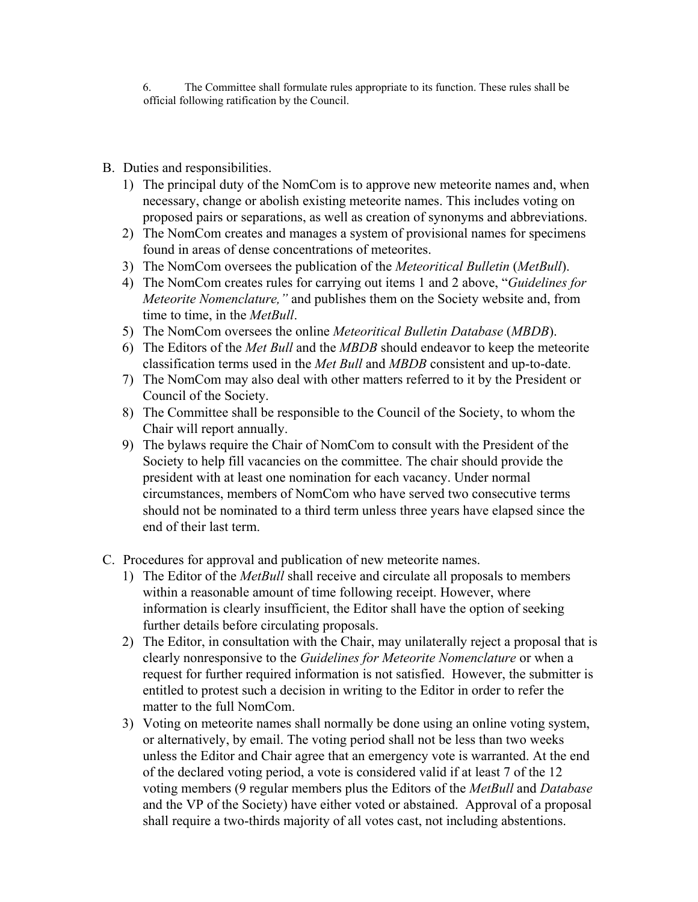6. The Committee shall formulate rules appropriate to its function. These rules shall be official following ratification by the Council.

B. Duties and responsibilities.

1) The principal duty of the NomCom is to approve new meteorite names and, when necessary, change or abolish existing meteorite names. This includes voting on proposed pairs or separations, as well as creation of synonyms and abbreviations.
2) The NomCom creates and manages a system of provisional names for specimens found in areas of dense concentrations of meteorites.
3) The NomCom oversees the publication of the *Meteoritical Bulletin* (*MetBull*).
4) The NomCom creates rules for carrying out items 1 and 2 above, "*Guidelines for Meteorite Nomenclature,"* and publishes them on the Society website and, from time to time, in the *MetBull*.
5) The NomCom oversees the online *Meteoritical Bulletin Database* (*MBDB*).
6) The Editors of the *Met Bull* and the *MBDB* should endeavor to keep the meteorite classification terms used in the *Met Bull* and *MBDB* consistent and up-to-date.
7) The NomCom may also deal with other matters referred to it by the President or Council of the Society.
8) The Committee shall be responsible to the Council of the Society, to whom the Chair will report annually.
9) The bylaws require the Chair of NomCom to consult with the President of the Society to help fill vacancies on the committee. The chair should provide the president with at least one nomination for each vacancy. Under normal circumstances, members of NomCom who have served two consecutive terms should not be nominated to a third term unless three years have elapsed since the end of their last term.

C. Procedures for approval and publication of new meteorite names.

1) The Editor of the *MetBull* shall receive and circulate all proposals to members within a reasonable amount of time following receipt. However, where information is clearly insufficient, the Editor shall have the option of seeking further details before circulating proposals.
2) The Editor, in consultation with the Chair, may unilaterally reject a proposal that is clearly nonresponsive to the *Guidelines for Meteorite Nomenclature* or when a request for further required information is not satisfied. However, the submitter is entitled to protest such a decision in writing to the Editor in order to refer the matter to the full NomCom.
3) Voting on meteorite names shall normally be done using an online voting system, or alternatively, by email. The voting period shall not be less than two weeks unless the Editor and Chair agree that an emergency vote is warranted. At the end of the declared voting period, a vote is considered valid if at least 7 of the 12 voting members (9 regular members plus the Editors of the *MetBull* and *Database* and the VP of the Society) have either voted or abstained. Approval of a proposal shall require a two-thirds majority of all votes cast, not including abstentions.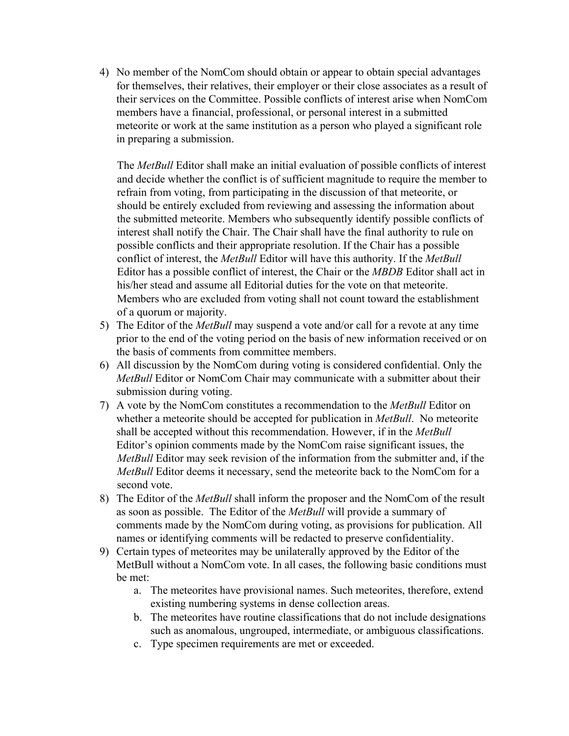4) No member of the NomCom should obtain or appear to obtain special advantages for themselves, their relatives, their employer or their close associates as a result of their services on the Committee. Possible conflicts of interest arise when NomCom members have a financial, professional, or personal interest in a submitted meteorite or work at the same institution as a person who played a significant role in preparing a submission.

   The *MetBull* Editor shall make an initial evaluation of possible conflicts of interest and decide whether the conflict is of sufficient magnitude to require the member to refrain from voting, from participating in the discussion of that meteorite, or should be entirely excluded from reviewing and assessing the information about the submitted meteorite. Members who subsequently identify possible conflicts of interest shall notify the Chair. The Chair shall have the final authority to rule on possible conflicts and their appropriate resolution. If the Chair has a possible conflict of interest, the *MetBull* Editor will have this authority. If the *MetBull* Editor has a possible conflict of interest, the Chair or the *MBDB* Editor shall act in his/her stead and assume all Editorial duties for the vote on that meteorite. Members who are excluded from voting shall not count toward the establishment of a quorum or majority.

5) The Editor of the *MetBull* may suspend a vote and/or call for a revote at any time prior to the end of the voting period on the basis of new information received or on the basis of comments from committee members.
6) All discussion by the NomCom during voting is considered confidential. Only the *MetBull* Editor or NomCom Chair may communicate with a submitter about their submission during voting.
7) A vote by the NomCom constitutes a recommendation to the *MetBull* Editor on whether a meteorite should be accepted for publication in *MetBull*. No meteorite shall be accepted without this recommendation. However, if in the *MetBull* Editor's opinion comments made by the NomCom raise significant issues, the *MetBull* Editor may seek revision of the information from the submitter and, if the *MetBull* Editor deems it necessary, send the meteorite back to the NomCom for a second vote.
8) The Editor of the *MetBull* shall inform the proposer and the NomCom of the result as soon as possible. The Editor of the *MetBull* will provide a summary of comments made by the NomCom during voting, as provisions for publication. All names or identifying comments will be redacted to preserve confidentiality.
9) Certain types of meteorites may be unilaterally approved by the Editor of the MetBull without a NomCom vote. In all cases, the following basic conditions must be met:
   a. The meteorites have provisional names. Such meteorites, therefore, extend existing numbering systems in dense collection areas.
   b. The meteorites have routine classifications that do not include designations such as anomalous, ungrouped, intermediate, or ambiguous classifications.
   c. Type specimen requirements are met or exceeded.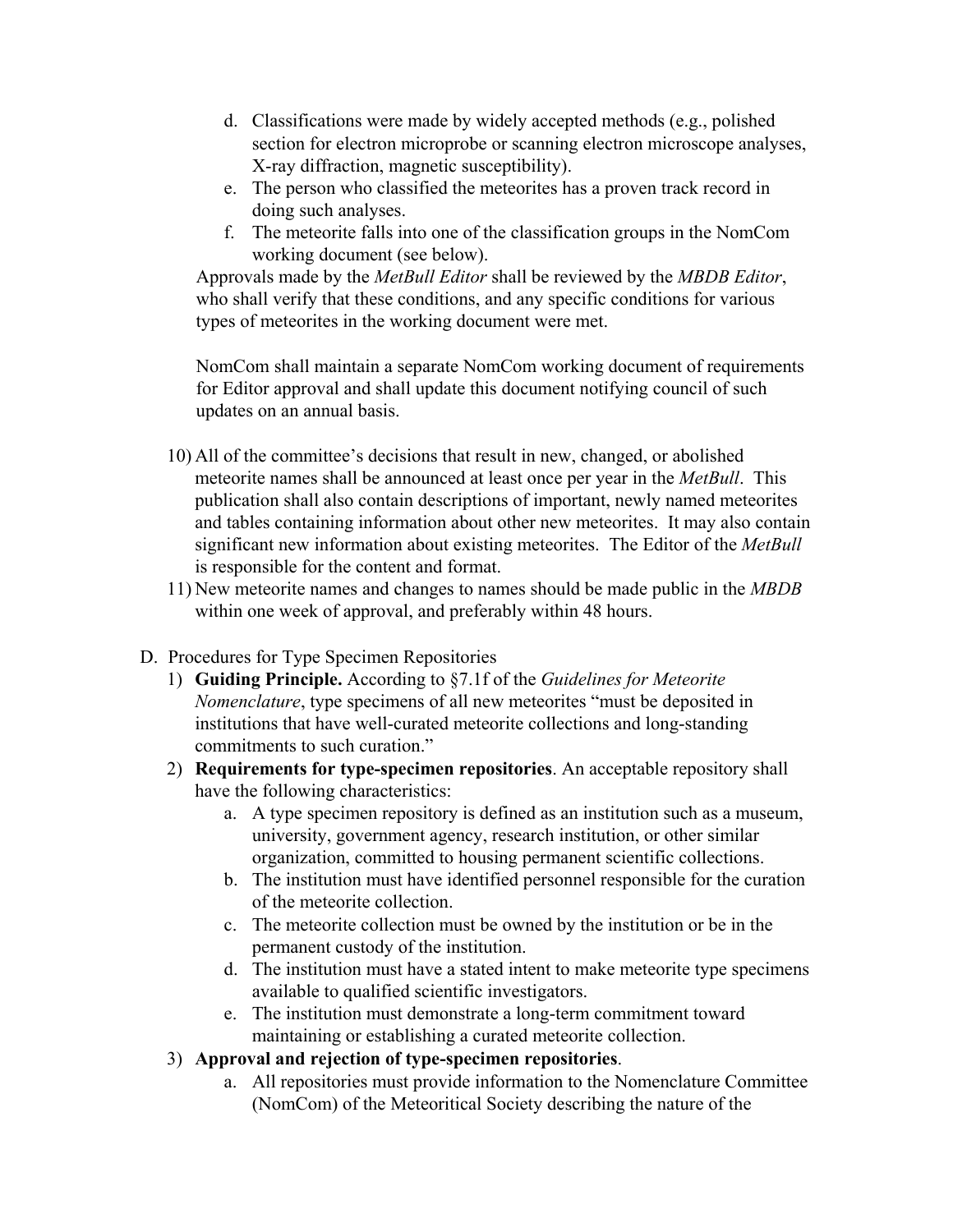d. Classifications were made by widely accepted methods (e.g., polished section for electron microprobe or scanning electron microscope analyses, X-ray diffraction, magnetic susceptibility).
e. The person who classified the meteorites has a proven track record in doing such analyses.
f. The meteorite falls into one of the classification groups in the NomCom working document (see below).

Approvals made by the *MetBull Editor* shall be reviewed by the *MBDB Editor*, who shall verify that these conditions, and any specific conditions for various types of meteorites in the working document were met.

NomCom shall maintain a separate NomCom working document of requirements for Editor approval and shall update this document notifying council of such updates on an annual basis.

10) All of the committee's decisions that result in new, changed, or abolished meteorite names shall be announced at least once per year in the *MetBull*. This publication shall also contain descriptions of important, newly named meteorites and tables containing information about other new meteorites. It may also contain significant new information about existing meteorites. The Editor of the *MetBull* is responsible for the content and format.
11) New meteorite names and changes to names should be made public in the *MBDB* within one week of approval, and preferably within 48 hours.

D. Procedures for Type Specimen Repositories

1) **Guiding Principle.** According to §7.1f of the *Guidelines for Meteorite Nomenclature*, type specimens of all new meteorites "must be deposited in institutions that have well-curated meteorite collections and long-standing commitments to such curation."
2) **Requirements for type-specimen repositories**. An acceptable repository shall have the following characteristics:
   a. A type specimen repository is defined as an institution such as a museum, university, government agency, research institution, or other similar organization, committed to housing permanent scientific collections.
   b. The institution must have identified personnel responsible for the curation of the meteorite collection.
   c. The meteorite collection must be owned by the institution or be in the permanent custody of the institution.
   d. The institution must have a stated intent to make meteorite type specimens available to qualified scientific investigators.
   e. The institution must demonstrate a long-term commitment toward maintaining or establishing a curated meteorite collection.
3) **Approval and rejection of type-specimen repositories**.
   a. All repositories must provide information to the Nomenclature Committee (NomCom) of the Meteoritical Society describing the nature of the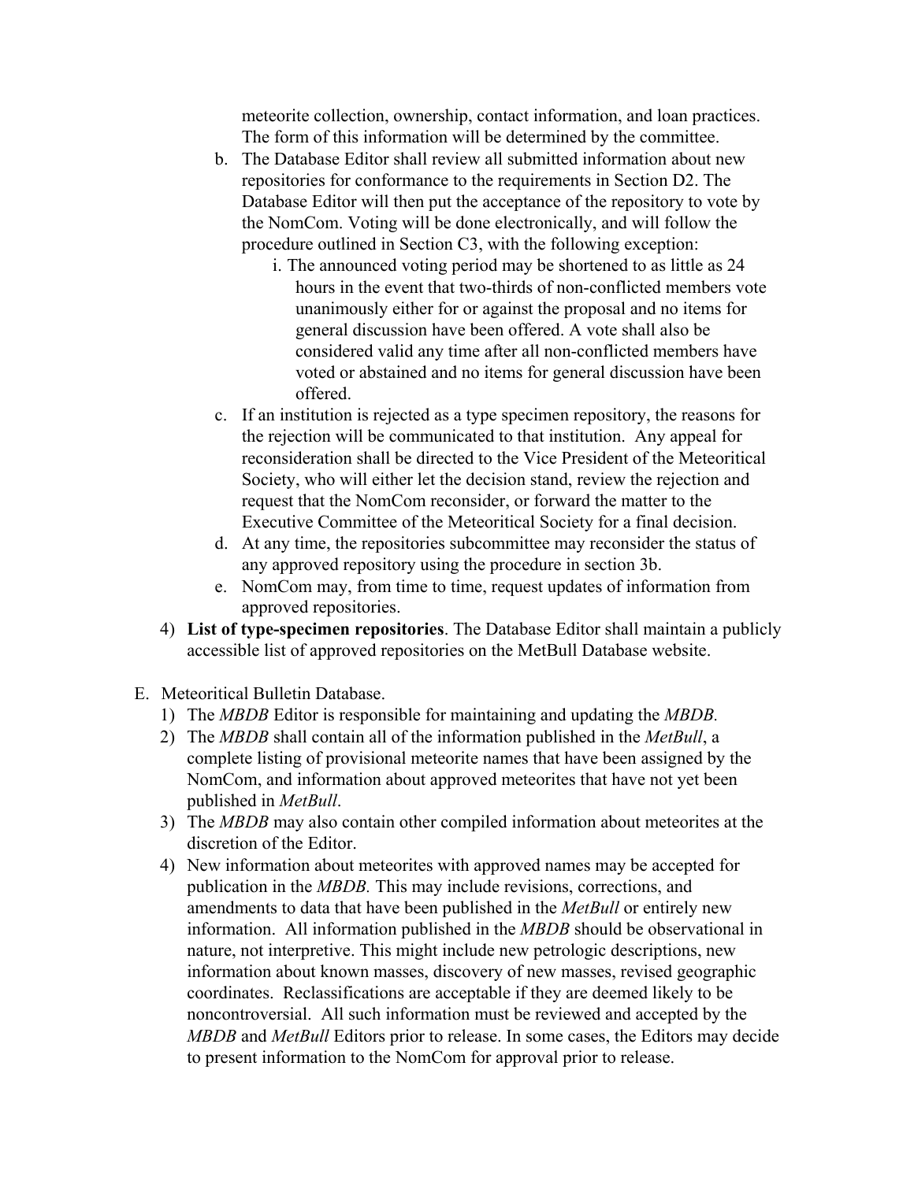meteorite collection, ownership, contact information, and loan practices. The form of this information will be determined by the committee.

b. The Database Editor shall review all submitted information about new repositories for conformance to the requirements in Section D2. The Database Editor will then put the acceptance of the repository to vote by the NomCom. Voting will be done electronically, and will follow the procedure outlined in Section C3, with the following exception:
   i. The announced voting period may be shortened to as little as 24 hours in the event that two-thirds of non-conflicted members vote unanimously either for or against the proposal and no items for general discussion have been offered. A vote shall also be considered valid any time after all non-conflicted members have voted or abstained and no items for general discussion have been offered.
c. If an institution is rejected as a type specimen repository, the reasons for the rejection will be communicated to that institution. Any appeal for reconsideration shall be directed to the Vice President of the Meteoritical Society, who will either let the decision stand, review the rejection and request that the NomCom reconsider, or forward the matter to the Executive Committee of the Meteoritical Society for a final decision.
d. At any time, the repositories subcommittee may reconsider the status of any approved repository using the procedure in section 3b.
e. NomCom may, from time to time, request updates of information from approved repositories.

4) **List of type-specimen repositories**. The Database Editor shall maintain a publicly accessible list of approved repositories on the MetBull Database website.

E. Meteoritical Bulletin Database.
   1) The *MBDB* Editor is responsible for maintaining and updating the *MBDB.*
   2) The *MBDB* shall contain all of the information published in the *MetBull*, a complete listing of provisional meteorite names that have been assigned by the NomCom, and information about approved meteorites that have not yet been published in *MetBull*.
   3) The *MBDB* may also contain other compiled information about meteorites at the discretion of the Editor.
   4) New information about meteorites with approved names may be accepted for publication in the *MBDB.* This may include revisions, corrections, and amendments to data that have been published in the *MetBull* or entirely new information. All information published in the *MBDB* should be observational in nature, not interpretive. This might include new petrologic descriptions, new information about known masses, discovery of new masses, revised geographic coordinates. Reclassifications are acceptable if they are deemed likely to be noncontroversial. All such information must be reviewed and accepted by the *MBDB* and *MetBull* Editors prior to release. In some cases, the Editors may decide to present information to the NomCom for approval prior to release.